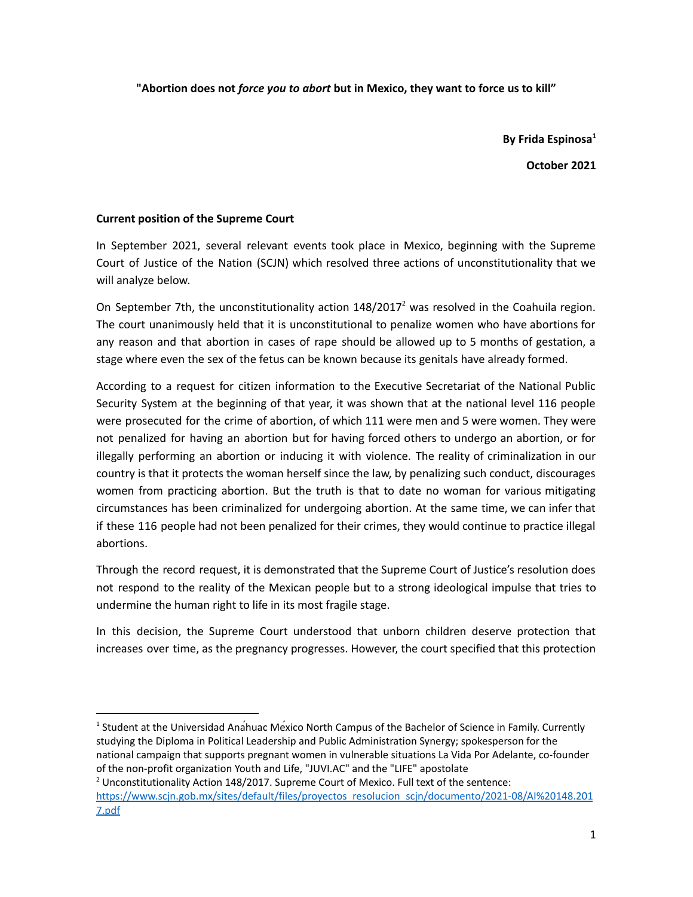**"Abortion does not *force you to abort* but in Mexico, they want to force us to kill"**

**By Frida Espinosa[1]**

**October 2021**

**Current position of the Supreme Court**

In September 2021, several relevant events took place in Mexico, beginning with the Supreme Court of Justice of the Nation (SCJN) which resolved three actions of unconstitutionality that we will analyze below.

On September 7th, the unconstitutionality action 148/2017[2] was resolved in the Coahuila region. The court unanimously held that it is unconstitutional to penalize women who have abortions for any reason and that abortion in cases of rape should be allowed up to 5 months of gestation, a stage where even the sex of the fetus can be known because its genitals have already formed.

According to a request for citizen information to the Executive Secretariat of the National Public Security System at the beginning of that year, it was shown that at the national level 116 people were prosecuted for the crime of abortion, of which 111 were men and 5 were women. They were not penalized for having an abortion but for having forced others to undergo an abortion, or for illegally performing an abortion or inducing it with violence. The reality of criminalization in our country is that it protects the woman herself since the law, by penalizing such conduct, discourages women from practicing abortion. But the truth is that to date no woman for various mitigating circumstances has been criminalized for undergoing abortion. At the same time, we can infer that if these 116 people had not been penalized for their crimes, they would continue to practice illegal abortions.

Through the record request, it is demonstrated that the Supreme Court of Justice's resolution does not respond to the reality of the Mexican people but to a strong ideological impulse that tries to undermine the human right to life in its most fragile stage.

In this decision, the Supreme Court understood that unborn children deserve protection that increases over time, as the pregnancy progresses. However, the court specified that this protection

---

[1] Student at the Universidad Anáhuac México North Campus of the Bachelor of Science in Family. Currently studying the Diploma in Political Leadership and Public Administration Synergy; spokesperson for the national campaign that supports pregnant women in vulnerable situations La Vida Por Adelante, co-founder of the non-profit organization Youth and Life, "JUVI.AC" and the "LIFE" apostolate

[2] Unconstitutionality Action 148/2017. Supreme Court of Mexico. Full text of the sentence: https://www.scjn.gob.mx/sites/default/files/proyectos_resolucion_scjn/documento/2021-08/AI%20148.2017.pdf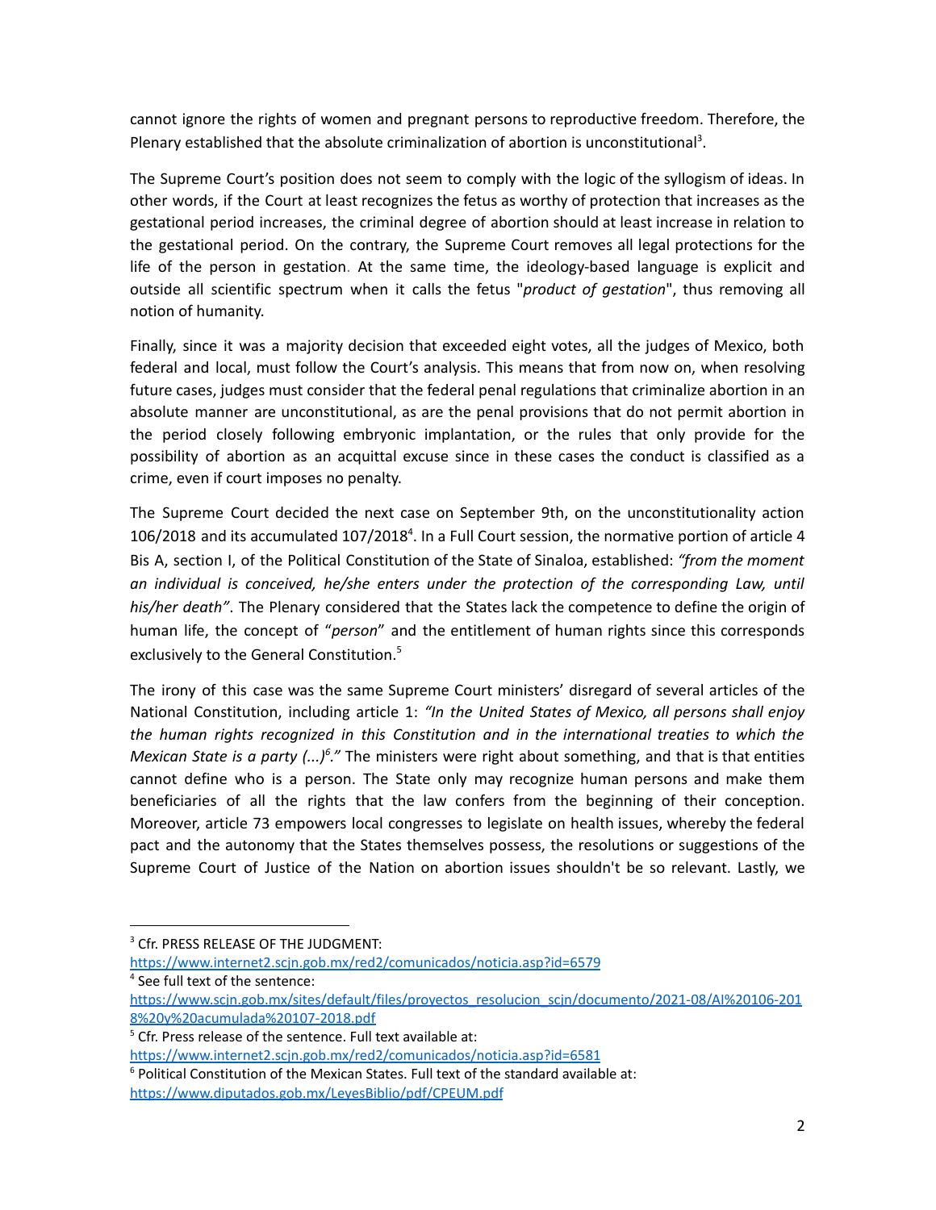cannot ignore the rights of women and pregnant persons to reproductive freedom. Therefore, the Plenary established that the absolute criminalization of abortion is unconstitutional[3].

The Supreme Court's position does not seem to comply with the logic of the syllogism of ideas. In other words, if the Court at least recognizes the fetus as worthy of protection that increases as the gestational period increases, the criminal degree of abortion should at least increase in relation to the gestational period. On the contrary, the Supreme Court removes all legal protections for the life of the person in gestation. At the same time, the ideology-based language is explicit and outside all scientific spectrum when it calls the fetus "*product of gestation*", thus removing all notion of humanity.

Finally, since it was a majority decision that exceeded eight votes, all the judges of Mexico, both federal and local, must follow the Court's analysis. This means that from now on, when resolving future cases, judges must consider that the federal penal regulations that criminalize abortion in an absolute manner are unconstitutional, as are the penal provisions that do not permit abortion in the period closely following embryonic implantation, or the rules that only provide for the possibility of abortion as an acquittal excuse since in these cases the conduct is classified as a crime, even if court imposes no penalty.

The Supreme Court decided the next case on September 9th, on the unconstitutionality action 106/2018 and its accumulated 107/2018[4]. In a Full Court session, the normative portion of article 4 Bis A, section I, of the Political Constitution of the State of Sinaloa, established: *"from the moment an individual is conceived, he/she enters under the protection of the corresponding Law, until his/her death"*. The Plenary considered that the States lack the competence to define the origin of human life, the concept of "*person*" and the entitlement of human rights since this corresponds exclusively to the General Constitution.[5]

The irony of this case was the same Supreme Court ministers' disregard of several articles of the National Constitution, including article 1: *"In the United States of Mexico, all persons shall enjoy the human rights recognized in this Constitution and in the international treaties to which the Mexican State is a party (...)[6]."* The ministers were right about something, and that is that entities cannot define who is a person. The State only may recognize human persons and make them beneficiaries of all the rights that the law confers from the beginning of their conception. Moreover, article 73 empowers local congresses to legislate on health issues, whereby the federal pact and the autonomy that the States themselves possess, the resolutions or suggestions of the Supreme Court of Justice of the Nation on abortion issues shouldn't be so relevant. Lastly, we

---

[3] Cfr. PRESS RELEASE OF THE JUDGMENT: https://www.internet2.scjn.gob.mx/red2/comunicados/noticia.asp?id=6579

[4] See full text of the sentence: https://www.scjn.gob.mx/sites/default/files/proyectos_resolucion_scjn/documento/2021-08/AI%20106-2018%20y%20acumulada%20107-2018.pdf

[5] Cfr. Press release of the sentence. Full text available at: https://www.internet2.scjn.gob.mx/red2/comunicados/noticia.asp?id=6581

[6] Political Constitution of the Mexican States. Full text of the standard available at: https://www.diputados.gob.mx/LeyesBiblio/pdf/CPEUM.pdf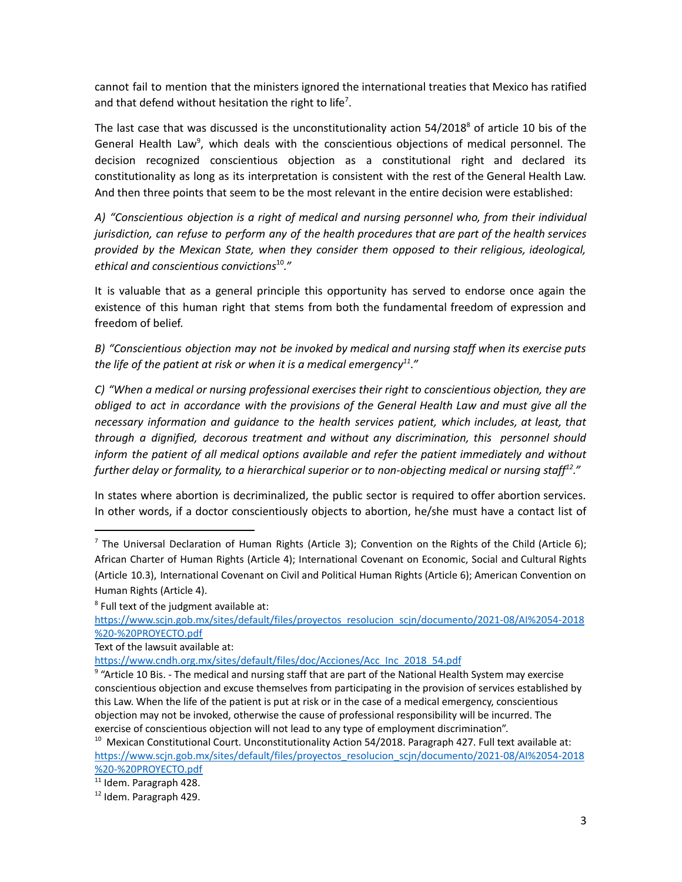cannot fail to mention that the ministers ignored the international treaties that Mexico has ratified and that defend without hesitation the right to life[7].

The last case that was discussed is the unconstitutionality action 54/2018[8] of article 10 bis of the General Health Law[9], which deals with the conscientious objections of medical personnel. The decision recognized conscientious objection as a constitutional right and declared its constitutionality as long as its interpretation is consistent with the rest of the General Health Law. And then three points that seem to be the most relevant in the entire decision were established:

*A) "Conscientious objection is a right of medical and nursing personnel who, from their individual jurisdiction, can refuse to perform any of the health procedures that are part of the health services provided by the Mexican State, when they consider them opposed to their religious, ideological, ethical and conscientious convictions[10]."*

It is valuable that as a general principle this opportunity has served to endorse once again the existence of this human right that stems from both the fundamental freedom of expression and freedom of belief.

*B) "Conscientious objection may not be invoked by medical and nursing staff when its exercise puts the life of the patient at risk or when it is a medical emergency[11]."*

*C) "When a medical or nursing professional exercises their right to conscientious objection, they are obliged to act in accordance with the provisions of the General Health Law and must give all the necessary information and guidance to the health services patient, which includes, at least, that through a dignified, decorous treatment and without any discrimination, this personnel should inform the patient of all medical options available and refer the patient immediately and without further delay or formality, to a hierarchical superior or to non-objecting medical or nursing staff[12]."*

In states where abortion is decriminalized, the public sector is required to offer abortion services. In other words, if a doctor conscientiously objects to abortion, he/she must have a contact list of

---

[7] The Universal Declaration of Human Rights (Article 3); Convention on the Rights of the Child (Article 6); African Charter of Human Rights (Article 4); International Covenant on Economic, Social and Cultural Rights (Article 10.3), International Covenant on Civil and Political Human Rights (Article 6); American Convention on Human Rights (Article 4).

[8] Full text of the judgment available at: https://www.scjn.gob.mx/sites/default/files/proyectos_resolucion_scjn/documento/2021-08/AI%2054-2018%20-%20PROYECTO.pdf
Text of the lawsuit available at: https://www.cndh.org.mx/sites/default/files/doc/Acciones/Acc_Inc_2018_54.pdf

[9] "Article 10 Bis. - The medical and nursing staff that are part of the National Health System may exercise conscientious objection and excuse themselves from participating in the provision of services established by this Law. When the life of the patient is put at risk or in the case of a medical emergency, conscientious objection may not be invoked, otherwise the cause of professional responsibility will be incurred. The exercise of conscientious objection will not lead to any type of employment discrimination".

[10] Mexican Constitutional Court. Unconstitutionality Action 54/2018. Paragraph 427. Full text available at: https://www.scjn.gob.mx/sites/default/files/proyectos_resolucion_scjn/documento/2021-08/AI%2054-2018%20-%20PROYECTO.pdf

[11] Idem. Paragraph 428.

[12] Idem. Paragraph 429.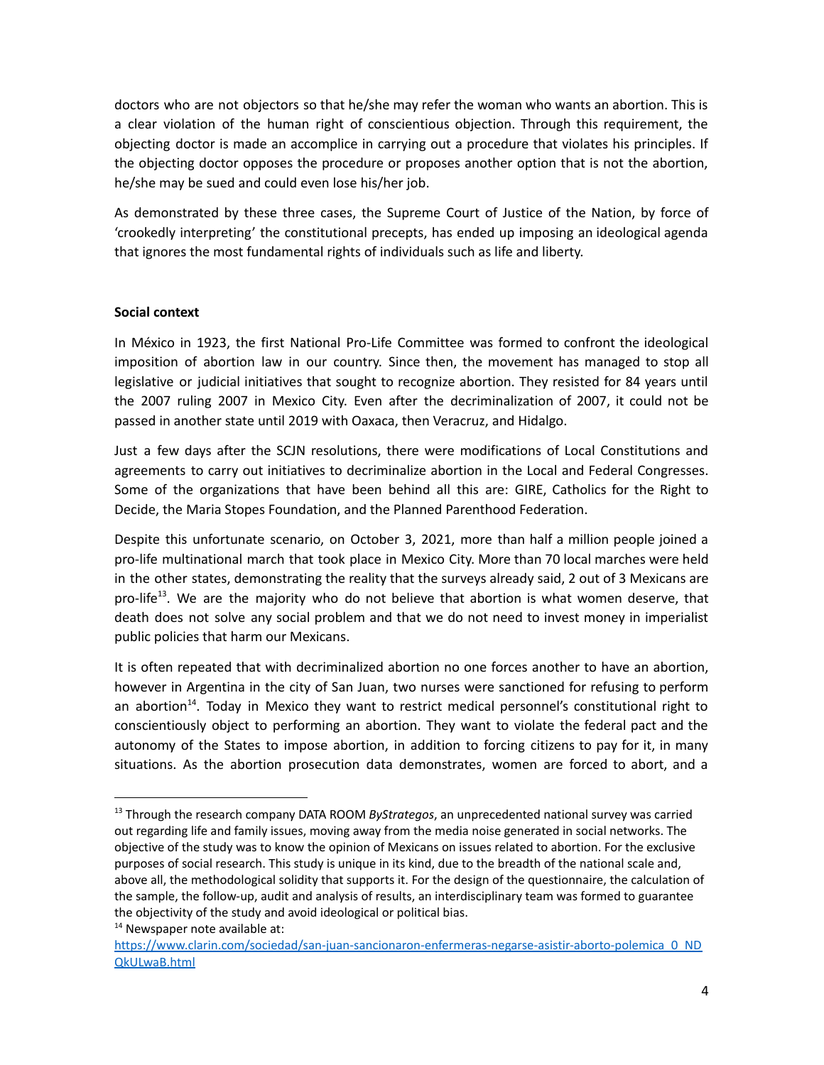doctors who are not objectors so that he/she may refer the woman who wants an abortion. This is a clear violation of the human right of conscientious objection. Through this requirement, the objecting doctor is made an accomplice in carrying out a procedure that violates his principles. If the objecting doctor opposes the procedure or proposes another option that is not the abortion, he/she may be sued and could even lose his/her job.

As demonstrated by these three cases, the Supreme Court of Justice of the Nation, by force of 'crookedly interpreting' the constitutional precepts, has ended up imposing an ideological agenda that ignores the most fundamental rights of individuals such as life and liberty.

**Social context**

In México in 1923, the first National Pro-Life Committee was formed to confront the ideological imposition of abortion law in our country. Since then, the movement has managed to stop all legislative or judicial initiatives that sought to recognize abortion. They resisted for 84 years until the 2007 ruling 2007 in Mexico City. Even after the decriminalization of 2007, it could not be passed in another state until 2019 with Oaxaca, then Veracruz, and Hidalgo.

Just a few days after the SCJN resolutions, there were modifications of Local Constitutions and agreements to carry out initiatives to decriminalize abortion in the Local and Federal Congresses. Some of the organizations that have been behind all this are: GIRE, Catholics for the Right to Decide, the Maria Stopes Foundation, and the Planned Parenthood Federation.

Despite this unfortunate scenario, on October 3, 2021, more than half a million people joined a pro-life multinational march that took place in Mexico City. More than 70 local marches were held in the other states, demonstrating the reality that the surveys already said, 2 out of 3 Mexicans are pro-life[13]. We are the majority who do not believe that abortion is what women deserve, that death does not solve any social problem and that we do not need to invest money in imperialist public policies that harm our Mexicans.

It is often repeated that with decriminalized abortion no one forces another to have an abortion, however in Argentina in the city of San Juan, two nurses were sanctioned for refusing to perform an abortion[14]. Today in Mexico they want to restrict medical personnel's constitutional right to conscientiously object to performing an abortion. They want to violate the federal pact and the autonomy of the States to impose abortion, in addition to forcing citizens to pay for it, in many situations. As the abortion prosecution data demonstrates, women are forced to abort, and a

---

[13] Through the research company DATA ROOM *ByStrategos*, an unprecedented national survey was carried out regarding life and family issues, moving away from the media noise generated in social networks. The objective of the study was to know the opinion of Mexicans on issues related to abortion. For the exclusive purposes of social research. This study is unique in its kind, due to the breadth of the national scale and, above all, the methodological solidity that supports it. For the design of the questionnaire, the calculation of the sample, the follow-up, audit and analysis of results, an interdisciplinary team was formed to guarantee the objectivity of the study and avoid ideological or political bias.

[14] Newspaper note available at: https://www.clarin.com/sociedad/san-juan-sancionaron-enfermeras-negarse-asistir-aborto-polemica_0_NDQkULwaB.html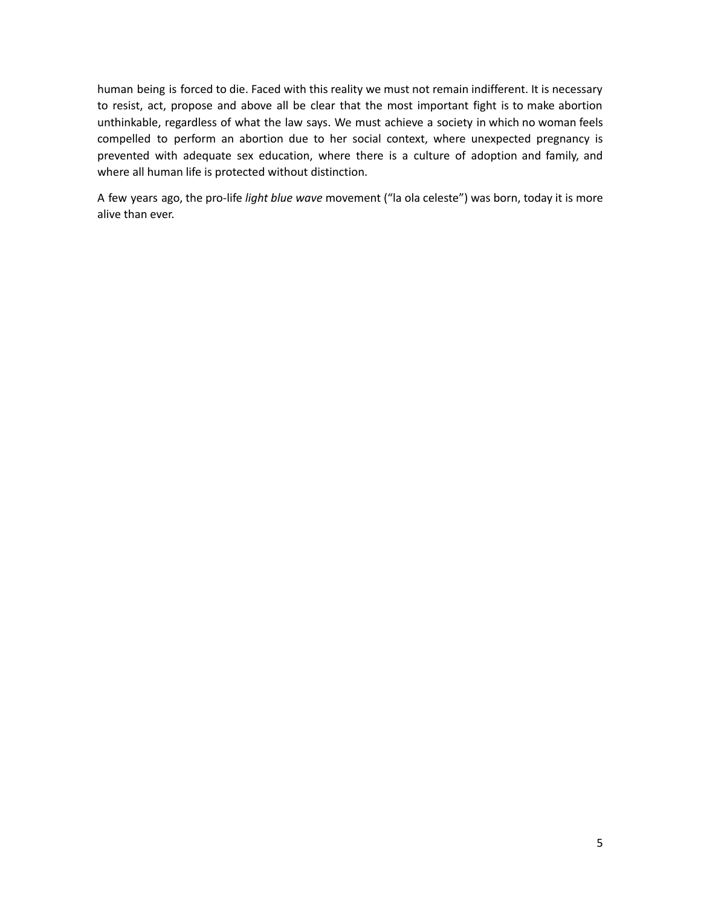human being is forced to die. Faced with this reality we must not remain indifferent. It is necessary to resist, act, propose and above all be clear that the most important fight is to make abortion unthinkable, regardless of what the law says. We must achieve a society in which no woman feels compelled to perform an abortion due to her social context, where unexpected pregnancy is prevented with adequate sex education, where there is a culture of adoption and family, and where all human life is protected without distinction.

A few years ago, the pro-life *light blue wave* movement ("la ola celeste") was born, today it is more alive than ever.